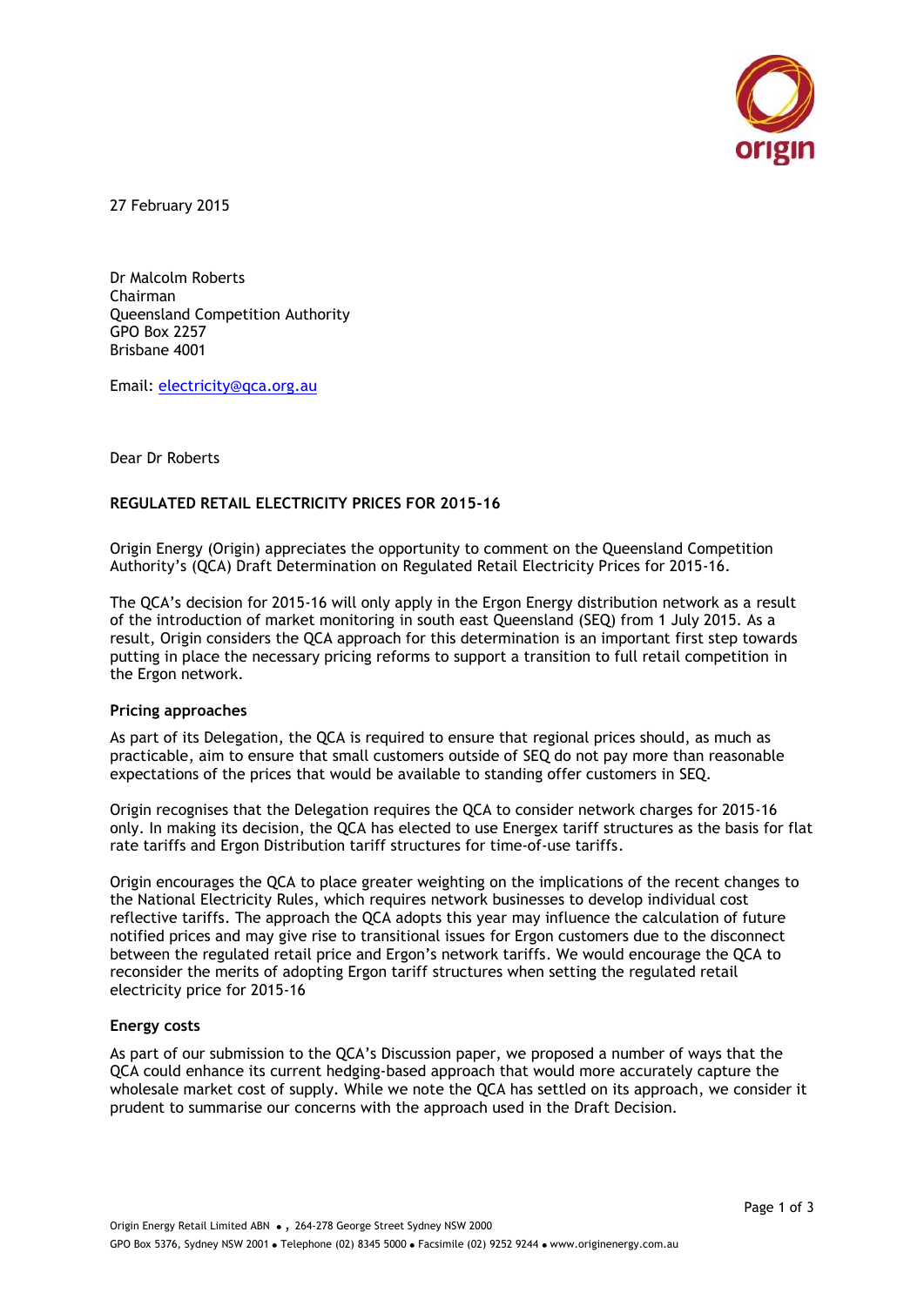27 February 2015

Dr Malcolm Roberts
Chairman
Queensland Competition Authority
GPO Box 2257
Brisbane 4001

Email: electricity@qca.org.au

Dear Dr Roberts

**REGULATED RETAIL ELECTRICITY PRICES FOR 2015-16**

Origin Energy (Origin) appreciates the opportunity to comment on the Queensland Competition Authority's (QCA) Draft Determination on Regulated Retail Electricity Prices for 2015-16.

The QCA's decision for 2015-16 will only apply in the Ergon Energy distribution network as a result of the introduction of market monitoring in south east Queensland (SEQ) from 1 July 2015. As a result, Origin considers the QCA approach for this determination is an important first step towards putting in place the necessary pricing reforms to support a transition to full retail competition in the Ergon network.

**Pricing approaches**

As part of its Delegation, the QCA is required to ensure that regional prices should, as much as practicable, aim to ensure that small customers outside of SEQ do not pay more than reasonable expectations of the prices that would be available to standing offer customers in SEQ.

Origin recognises that the Delegation requires the QCA to consider network charges for 2015-16 only. In making its decision, the QCA has elected to use Energex tariff structures as the basis for flat rate tariffs and Ergon Distribution tariff structures for time-of-use tariffs.

Origin encourages the QCA to place greater weighting on the implications of the recent changes to the National Electricity Rules, which requires network businesses to develop individual cost reflective tariffs. The approach the QCA adopts this year may influence the calculation of future notified prices and may give rise to transitional issues for Ergon customers due to the disconnect between the regulated retail price and Ergon's network tariffs. We would encourage the QCA to reconsider the merits of adopting Ergon tariff structures when setting the regulated retail electricity price for 2015-16

**Energy costs**

As part of our submission to the QCA's Discussion paper, we proposed a number of ways that the QCA could enhance its current hedging-based approach that would more accurately capture the wholesale market cost of supply. While we note the QCA has settled on its approach, we consider it prudent to summarise our concerns with the approach used in the Draft Decision.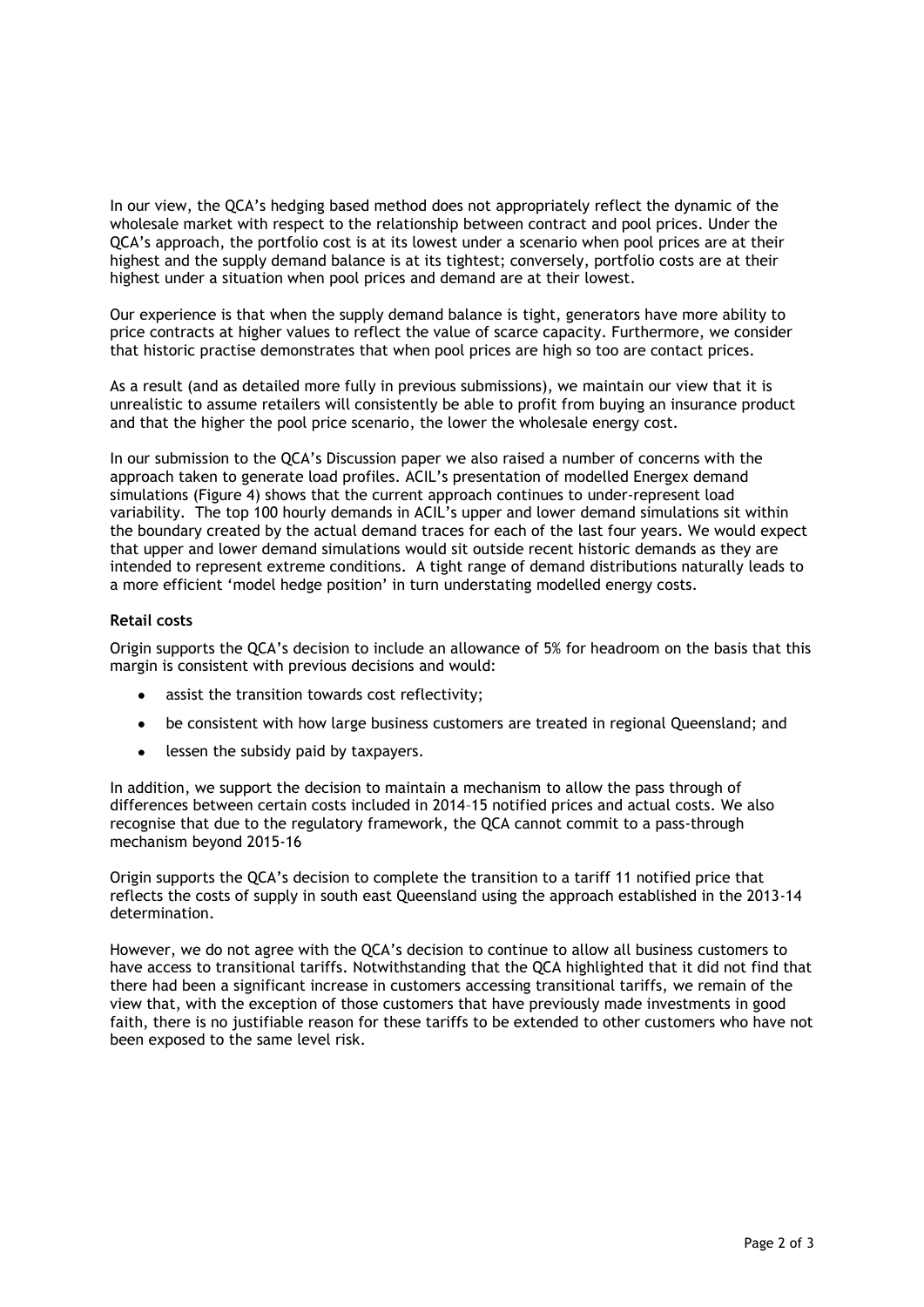In our view, the QCA's hedging based method does not appropriately reflect the dynamic of the wholesale market with respect to the relationship between contract and pool prices. Under the QCA's approach, the portfolio cost is at its lowest under a scenario when pool prices are at their highest and the supply demand balance is at its tightest; conversely, portfolio costs are at their highest under a situation when pool prices and demand are at their lowest.

Our experience is that when the supply demand balance is tight, generators have more ability to price contracts at higher values to reflect the value of scarce capacity. Furthermore, we consider that historic practise demonstrates that when pool prices are high so too are contact prices.

As a result (and as detailed more fully in previous submissions), we maintain our view that it is unrealistic to assume retailers will consistently be able to profit from buying an insurance product and that the higher the pool price scenario, the lower the wholesale energy cost.

In our submission to the QCA's Discussion paper we also raised a number of concerns with the approach taken to generate load profiles. ACIL's presentation of modelled Energex demand simulations (Figure 4) shows that the current approach continues to under-represent load variability. The top 100 hourly demands in ACIL's upper and lower demand simulations sit within the boundary created by the actual demand traces for each of the last four years. We would expect that upper and lower demand simulations would sit outside recent historic demands as they are intended to represent extreme conditions. A tight range of demand distributions naturally leads to a more efficient 'model hedge position' in turn understating modelled energy costs.

**Retail costs**

Origin supports the QCA's decision to include an allowance of 5% for headroom on the basis that this margin is consistent with previous decisions and would:

- assist the transition towards cost reflectivity;
- be consistent with how large business customers are treated in regional Queensland; and
- lessen the subsidy paid by taxpayers.

In addition, we support the decision to maintain a mechanism to allow the pass through of differences between certain costs included in 2014–15 notified prices and actual costs. We also recognise that due to the regulatory framework, the QCA cannot commit to a pass-through mechanism beyond 2015-16

Origin supports the QCA's decision to complete the transition to a tariff 11 notified price that reflects the costs of supply in south east Queensland using the approach established in the 2013-14 determination.

However, we do not agree with the QCA's decision to continue to allow all business customers to have access to transitional tariffs. Notwithstanding that the QCA highlighted that it did not find that there had been a significant increase in customers accessing transitional tariffs, we remain of the view that, with the exception of those customers that have previously made investments in good faith, there is no justifiable reason for these tariffs to be extended to other customers who have not been exposed to the same level risk.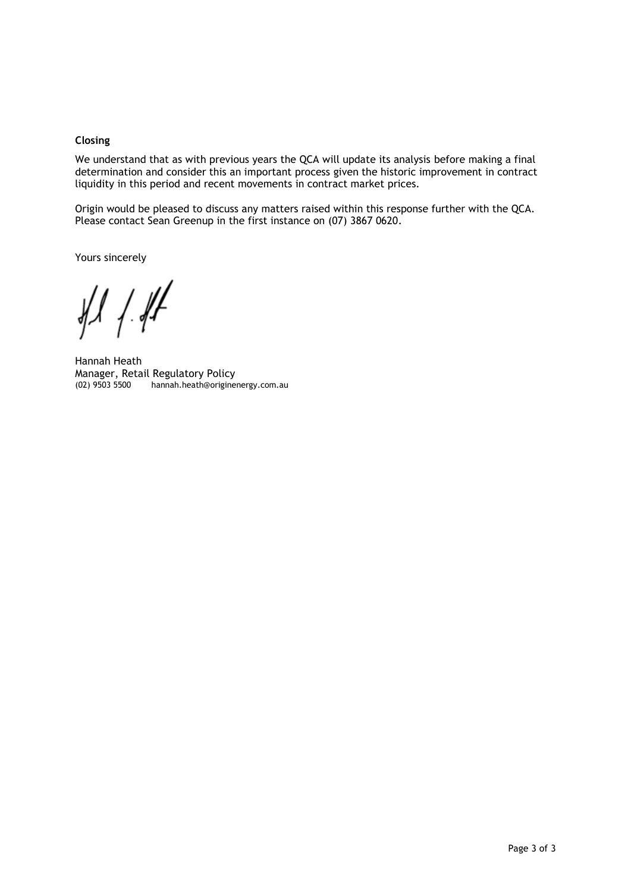**Closing**

We understand that as with previous years the QCA will update its analysis before making a final determination and consider this an important process given the historic improvement in contract liquidity in this period and recent movements in contract market prices.

Origin would be pleased to discuss any matters raised within this response further with the QCA. Please contact Sean Greenup in the first instance on (07) 3867 0620.

Yours sincerely

Hannah Heath
Manager, Retail Regulatory Policy
(02) 9503 5500 hannah.heath@originenergy.com.au